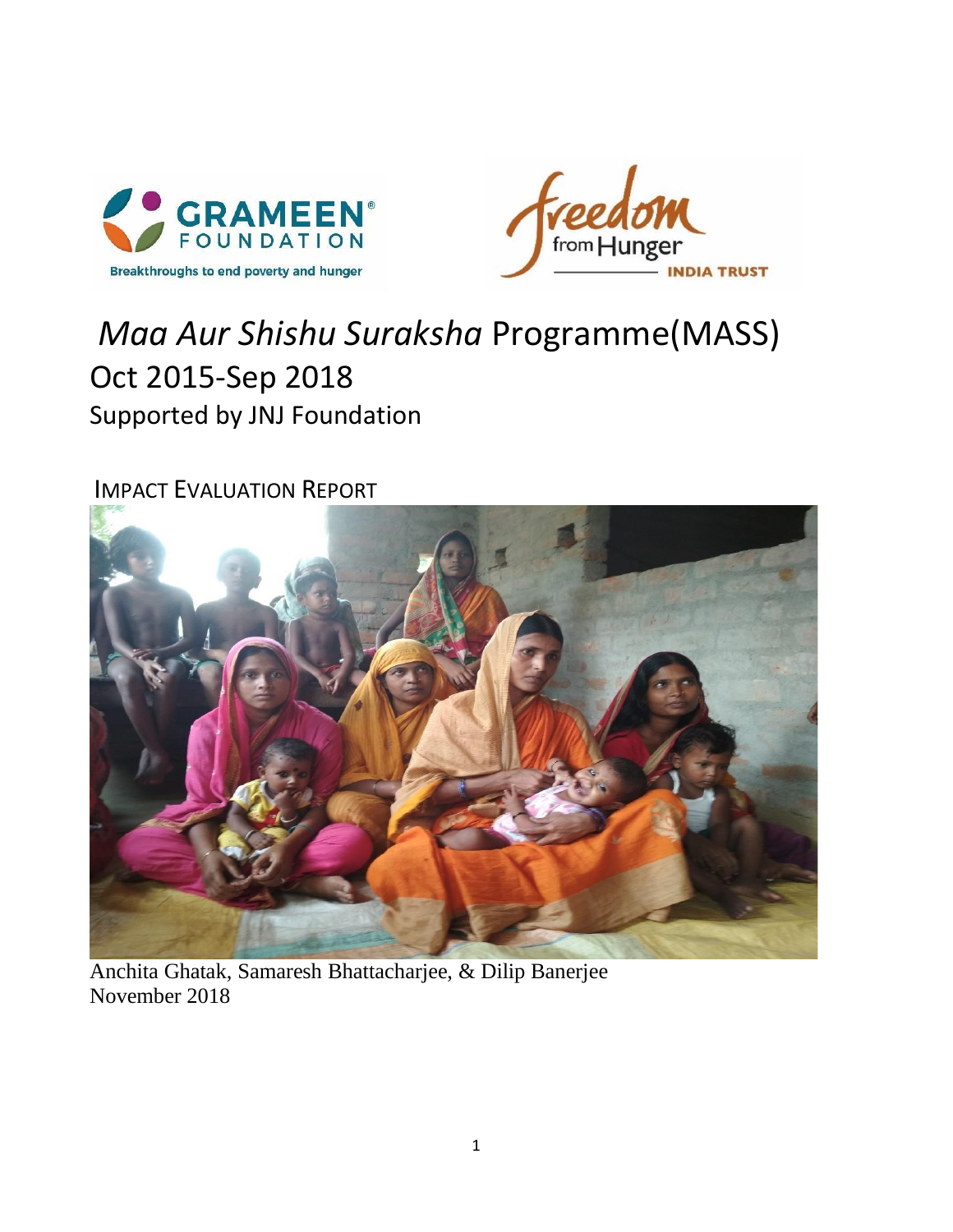GRAMEEN FOUNDATION

Breakthroughs to end poverty and hunger

Freedom from Hunger INDIA TRUST

# *Maa Aur Shishu Suraksha* Programme(MASS)

## Oct 2015-Sep 2018

### Supported by JNJ Foundation

IMPACT EVALUATION REPORT

Anchita Ghatak, Samaresh Bhattacharjee, & Dilip Banerjee

November 2018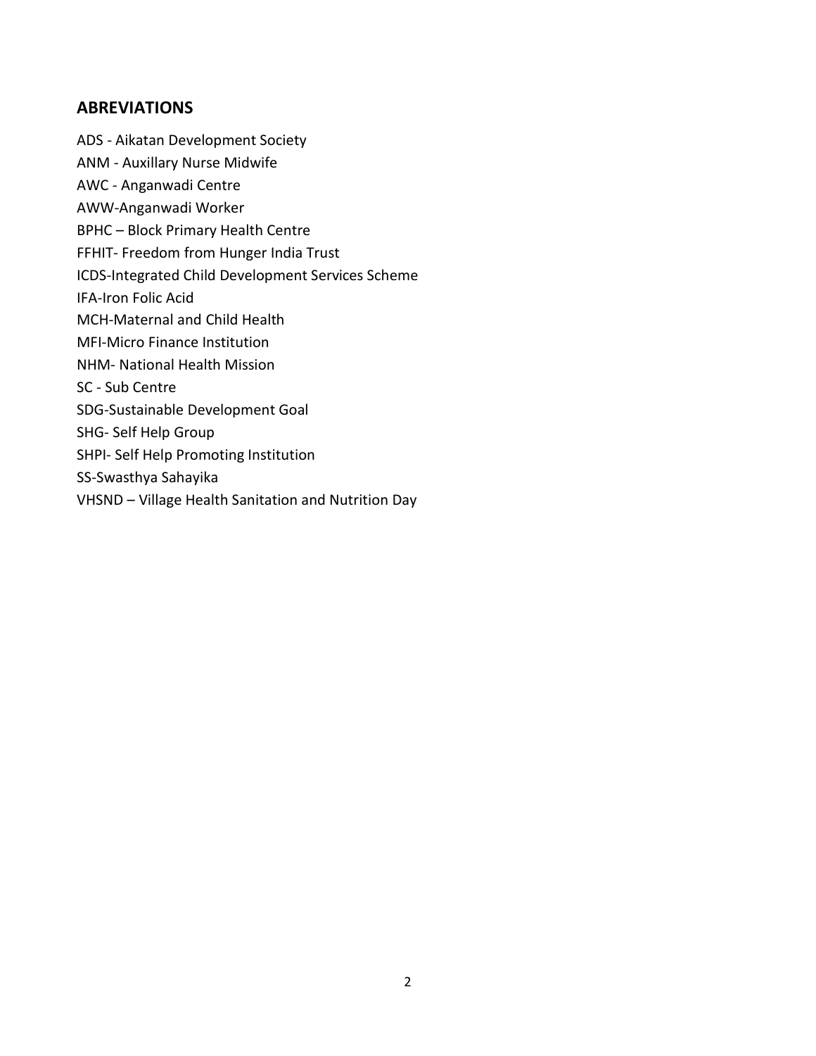## ABREVIATIONS

ADS - Aikatan Development Society  
ANM - Auxillary Nurse Midwife  
AWC - Anganwadi Centre  
AWW-Anganwadi Worker  
BPHC – Block Primary Health Centre  
FFHIT- Freedom from Hunger India Trust  
ICDS-Integrated Child Development Services Scheme  
IFA-Iron Folic Acid  
MCH-Maternal and Child Health  
MFI-Micro Finance Institution  
NHM- National Health Mission  
SC - Sub Centre  
SDG-Sustainable Development Goal  
SHG- Self Help Group  
SHPI- Self Help Promoting Institution  
SS-Swasthya Sahayika  
VHSND – Village Health Sanitation and Nutrition Day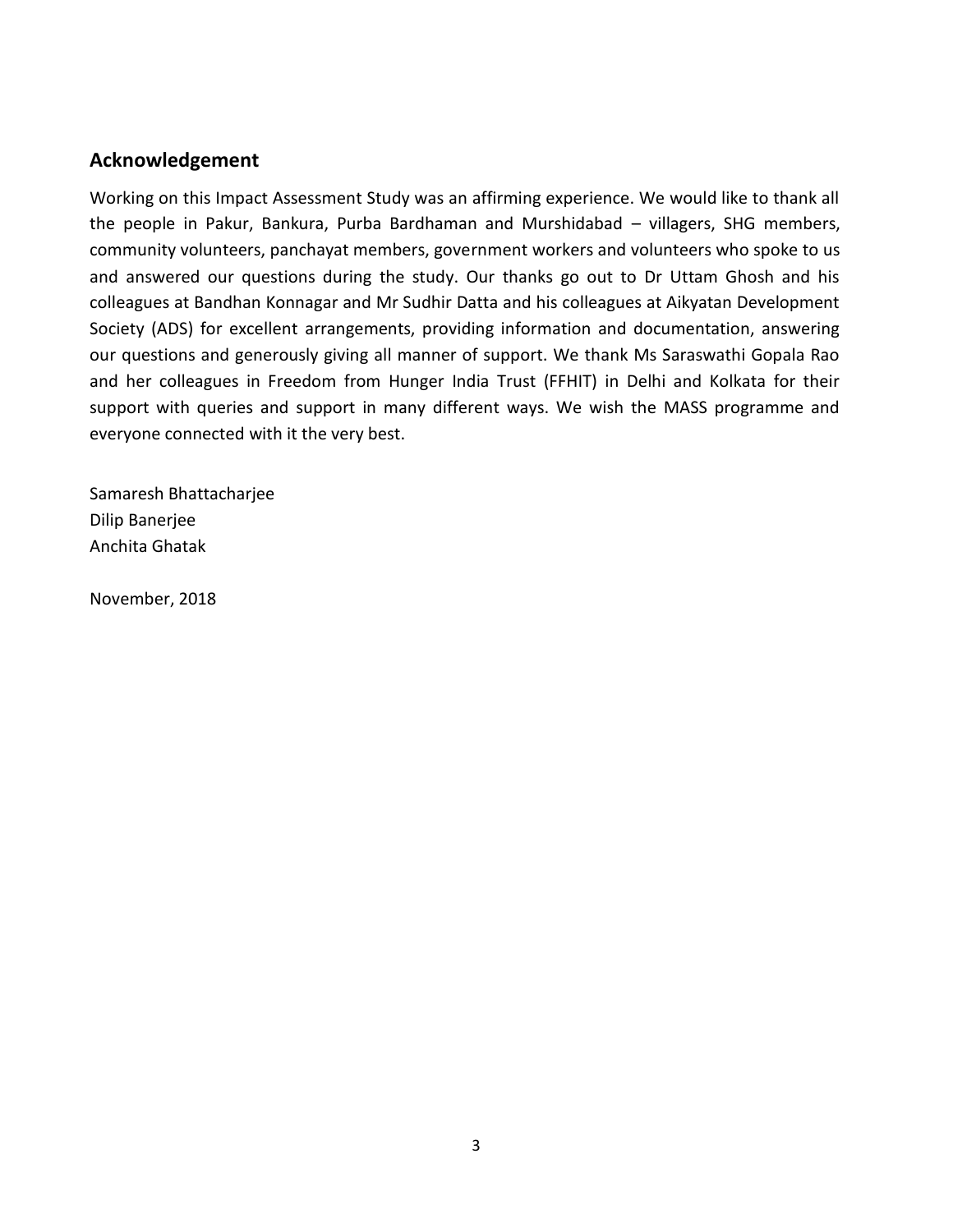## Acknowledgement

Working on this Impact Assessment Study was an affirming experience. We would like to thank all the people in Pakur, Bankura, Purba Bardhaman and Murshidabad – villagers, SHG members, community volunteers, panchayat members, government workers and volunteers who spoke to us and answered our questions during the study. Our thanks go out to Dr Uttam Ghosh and his colleagues at Bandhan Konnagar and Mr Sudhir Datta and his colleagues at Aikyatan Development Society (ADS) for excellent arrangements, providing information and documentation, answering our questions and generously giving all manner of support. We thank Ms Saraswathi Gopala Rao and her colleagues in Freedom from Hunger India Trust (FFHIT) in Delhi and Kolkata for their support with queries and support in many different ways. We wish the MASS programme and everyone connected with it the very best.

Samaresh Bhattacharjee
Dilip Banerjee
Anchita Ghatak

November, 2018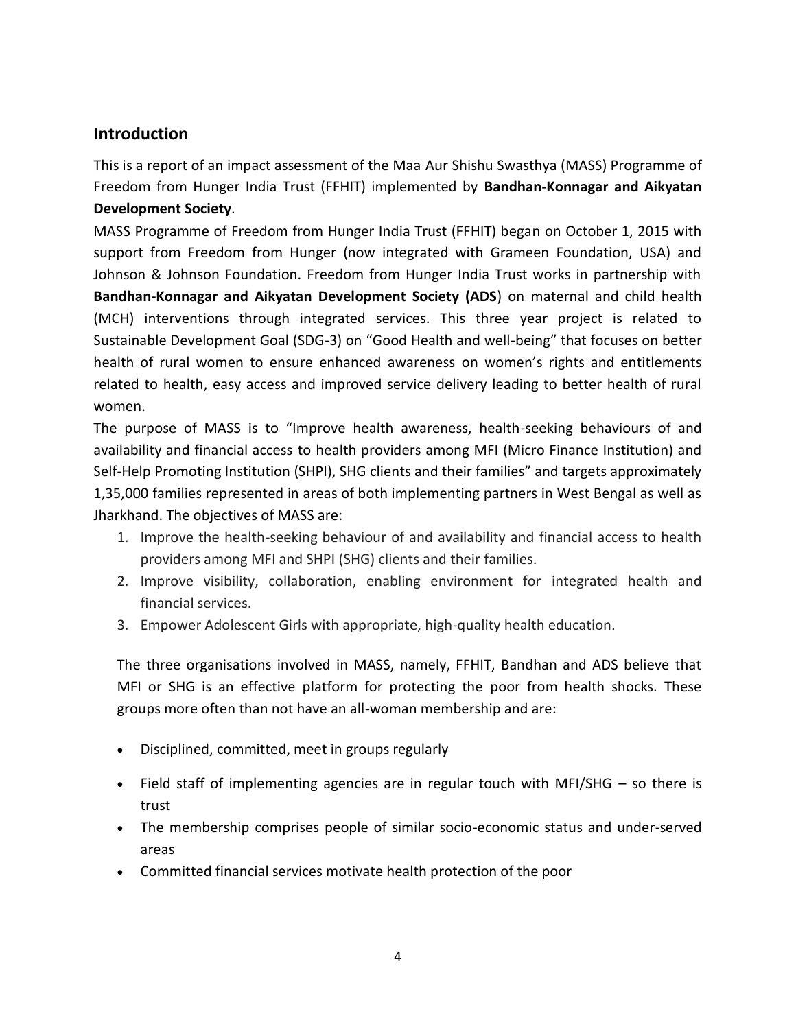## Introduction

This is a report of an impact assessment of the Maa Aur Shishu Swasthya (MASS) Programme of Freedom from Hunger India Trust (FFHIT) implemented by **Bandhan-Konnagar and Aikyatan Development Society**.

MASS Programme of Freedom from Hunger India Trust (FFHIT) began on October 1, 2015 with support from Freedom from Hunger (now integrated with Grameen Foundation, USA) and Johnson & Johnson Foundation. Freedom from Hunger India Trust works in partnership with **Bandhan-Konnagar and Aikyatan Development Society (ADS**) on maternal and child health (MCH) interventions through integrated services. This three year project is related to Sustainable Development Goal (SDG-3) on "Good Health and well-being" that focuses on better health of rural women to ensure enhanced awareness on women's rights and entitlements related to health, easy access and improved service delivery leading to better health of rural women.

The purpose of MASS is to "Improve health awareness, health-seeking behaviours of and availability and financial access to health providers among MFI (Micro Finance Institution) and Self-Help Promoting Institution (SHPI), SHG clients and their families" and targets approximately 1,35,000 families represented in areas of both implementing partners in West Bengal as well as Jharkhand. The objectives of MASS are:

1. Improve the health-seeking behaviour of and availability and financial access to health providers among MFI and SHPI (SHG) clients and their families.
2. Improve visibility, collaboration, enabling environment for integrated health and financial services.
3. Empower Adolescent Girls with appropriate, high-quality health education.

The three organisations involved in MASS, namely, FFHIT, Bandhan and ADS believe that MFI or SHG is an effective platform for protecting the poor from health shocks. These groups more often than not have an all-woman membership and are:

- Disciplined, committed, meet in groups regularly
- Field staff of implementing agencies are in regular touch with MFI/SHG – so there is trust
- The membership comprises people of similar socio-economic status and under-served areas
- Committed financial services motivate health protection of the poor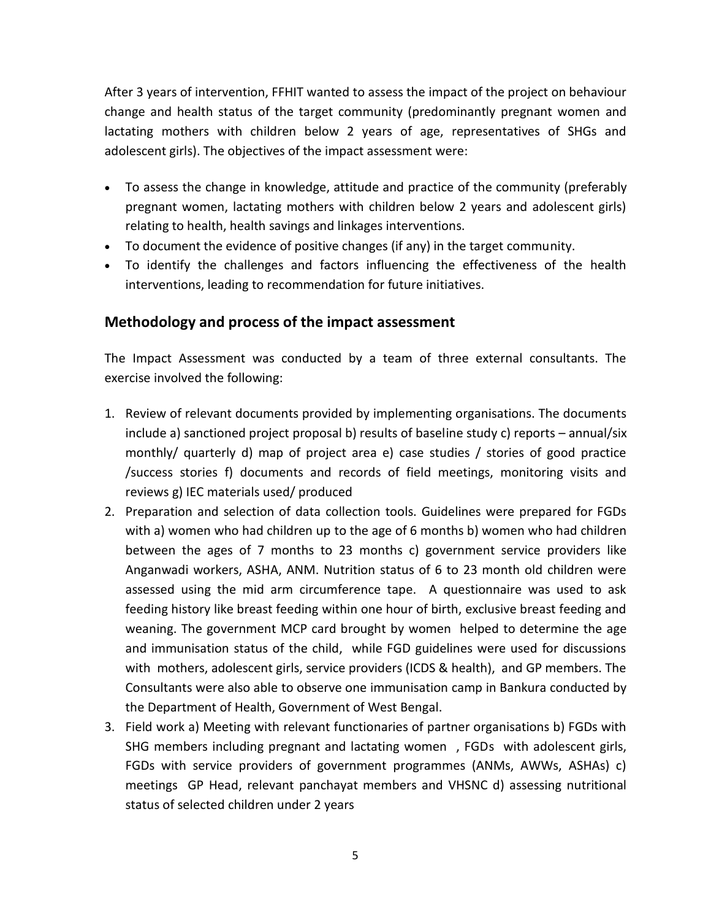After 3 years of intervention, FFHIT wanted to assess the impact of the project on behaviour change and health status of the target community (predominantly pregnant women and lactating mothers with children below 2 years of age, representatives of SHGs and adolescent girls). The objectives of the impact assessment were:

- To assess the change in knowledge, attitude and practice of the community (preferably pregnant women, lactating mothers with children below 2 years and adolescent girls) relating to health, health savings and linkages interventions.
- To document the evidence of positive changes (if any) in the target community.
- To identify the challenges and factors influencing the effectiveness of the health interventions, leading to recommendation for future initiatives.

## Methodology and process of the impact assessment

The Impact Assessment was conducted by a team of three external consultants. The exercise involved the following:

1. Review of relevant documents provided by implementing organisations. The documents include a) sanctioned project proposal b) results of baseline study c) reports – annual/six monthly/ quarterly d) map of project area e) case studies / stories of good practice /success stories f) documents and records of field meetings, monitoring visits and reviews g) IEC materials used/ produced
2. Preparation and selection of data collection tools. Guidelines were prepared for FGDs with a) women who had children up to the age of 6 months b) women who had children between the ages of 7 months to 23 months c) government service providers like Anganwadi workers, ASHA, ANM. Nutrition status of 6 to 23 month old children were assessed using the mid arm circumference tape. A questionnaire was used to ask feeding history like breast feeding within one hour of birth, exclusive breast feeding and weaning. The government MCP card brought by women helped to determine the age and immunisation status of the child, while FGD guidelines were used for discussions with mothers, adolescent girls, service providers (ICDS & health), and GP members. The Consultants were also able to observe one immunisation camp in Bankura conducted by the Department of Health, Government of West Bengal.
3. Field work a) Meeting with relevant functionaries of partner organisations b) FGDs with SHG members including pregnant and lactating women , FGDs with adolescent girls, FGDs with service providers of government programmes (ANMs, AWWs, ASHAs) c) meetings GP Head, relevant panchayat members and VHSNC d) assessing nutritional status of selected children under 2 years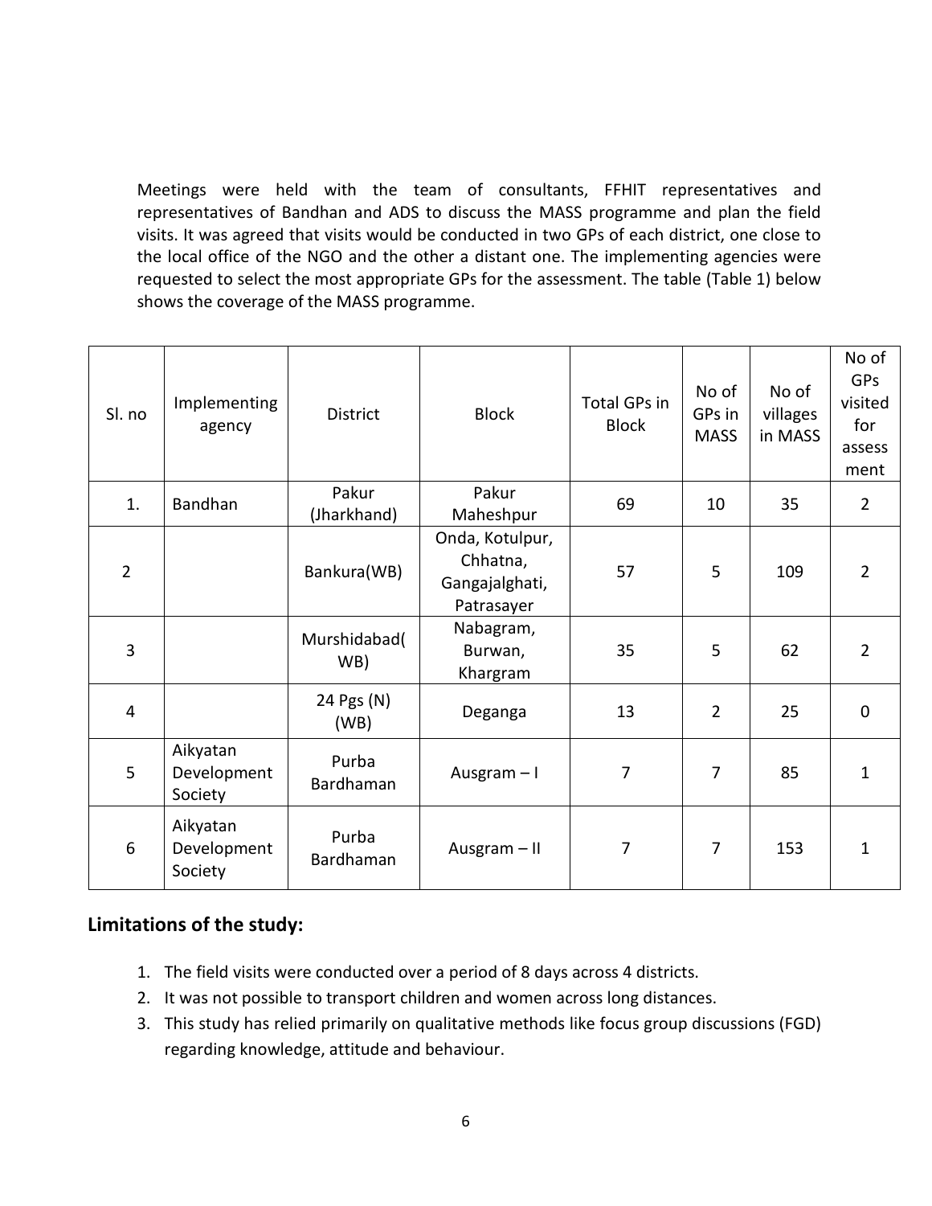Meetings were held with the team of consultants, FFHIT representatives and representatives of Bandhan and ADS to discuss the MASS programme and plan the field visits. It was agreed that visits would be conducted in two GPs of each district, one close to the local office of the NGO and the other a distant one. The implementing agencies were requested to select the most appropriate GPs for the assessment. The table (Table 1) below shows the coverage of the MASS programme.

| Sl. no | Implementing agency | District | Block | Total GPs in Block | No of GPs in MASS | No of villages in MASS | No of GPs visited for assessment |
|---|---|---|---|---|---|---|---|
| 1. | Bandhan | Pakur (Jharkhand) | Pakur Maheshpur | 69 | 10 | 35 | 2 |
| 2 | | Bankura(WB) | Onda, Kotulpur, Chhatna, Gangajalghati, Patrasayer | 57 | 5 | 109 | 2 |
| 3 | | Murshidabad(WB) | Nabagram, Burwan, Khargram | 35 | 5 | 62 | 2 |
| 4 | | 24 Pgs (N) (WB) | Deganga | 13 | 2 | 25 | 0 |
| 5 | Aikyatan Development Society | Purba Bardhaman | Ausgram – I | 7 | 7 | 85 | 1 |
| 6 | Aikyatan Development Society | Purba Bardhaman | Ausgram – II | 7 | 7 | 153 | 1 |

## Limitations of the study:

1. The field visits were conducted over a period of 8 days across 4 districts.
2. It was not possible to transport children and women across long distances.
3. This study has relied primarily on qualitative methods like focus group discussions (FGD) regarding knowledge, attitude and behaviour.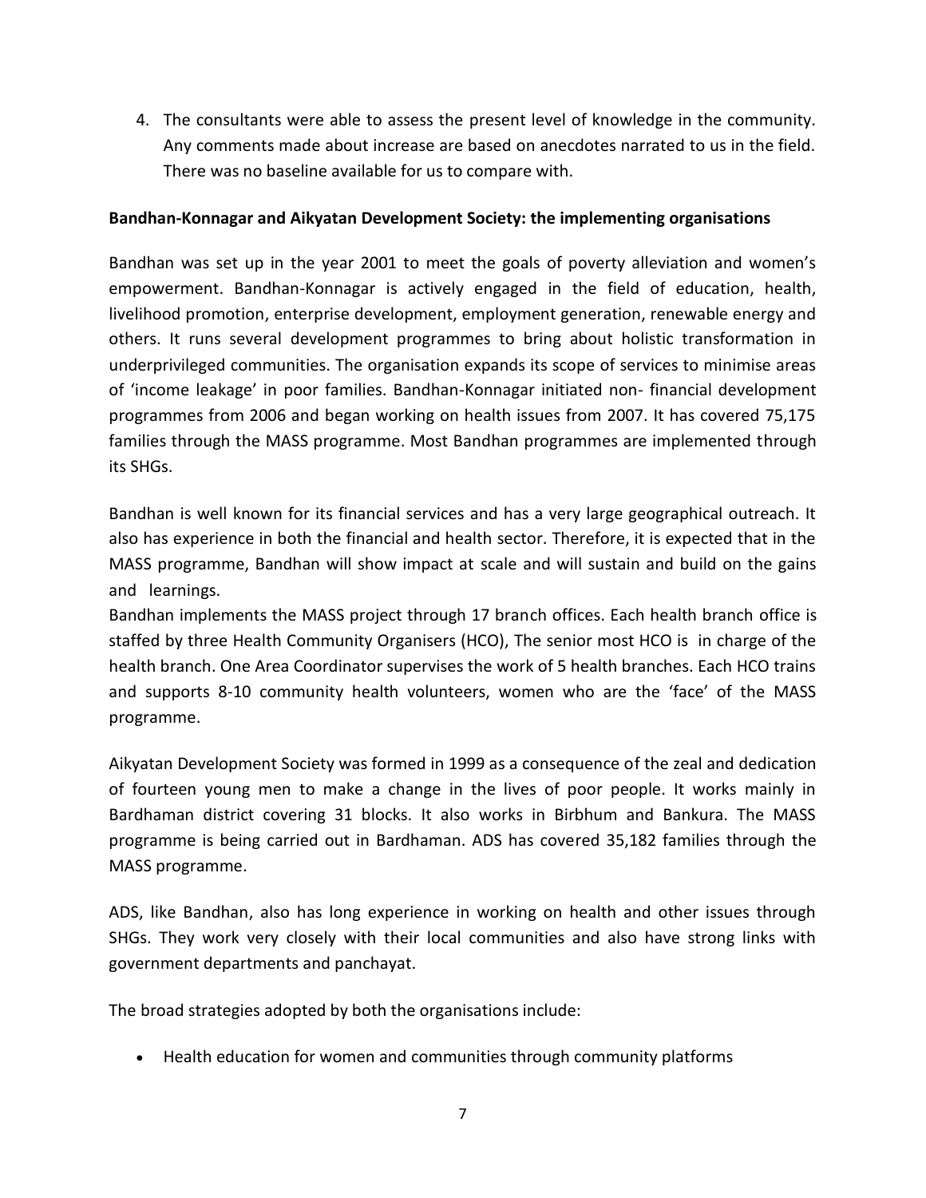4. The consultants were able to assess the present level of knowledge in the community. Any comments made about increase are based on anecdotes narrated to us in the field. There was no baseline available for us to compare with.

**Bandhan-Konnagar and Aikyatan Development Society: the implementing organisations**

Bandhan was set up in the year 2001 to meet the goals of poverty alleviation and women's empowerment. Bandhan-Konnagar is actively engaged in the field of education, health, livelihood promotion, enterprise development, employment generation, renewable energy and others. It runs several development programmes to bring about holistic transformation in underprivileged communities. The organisation expands its scope of services to minimise areas of 'income leakage' in poor families. Bandhan-Konnagar initiated non- financial development programmes from 2006 and began working on health issues from 2007. It has covered 75,175 families through the MASS programme. Most Bandhan programmes are implemented through its SHGs.

Bandhan is well known for its financial services and has a very large geographical outreach. It also has experience in both the financial and health sector. Therefore, it is expected that in the MASS programme, Bandhan will show impact at scale and will sustain and build on the gains and learnings.

Bandhan implements the MASS project through 17 branch offices. Each health branch office is staffed by three Health Community Organisers (HCO), The senior most HCO is in charge of the health branch. One Area Coordinator supervises the work of 5 health branches. Each HCO trains and supports 8-10 community health volunteers, women who are the 'face' of the MASS programme.

Aikyatan Development Society was formed in 1999 as a consequence of the zeal and dedication of fourteen young men to make a change in the lives of poor people. It works mainly in Bardhaman district covering 31 blocks. It also works in Birbhum and Bankura. The MASS programme is being carried out in Bardhaman. ADS has covered 35,182 families through the MASS programme.

ADS, like Bandhan, also has long experience in working on health and other issues through SHGs. They work very closely with their local communities and also have strong links with government departments and panchayat.

The broad strategies adopted by both the organisations include:

- Health education for women and communities through community platforms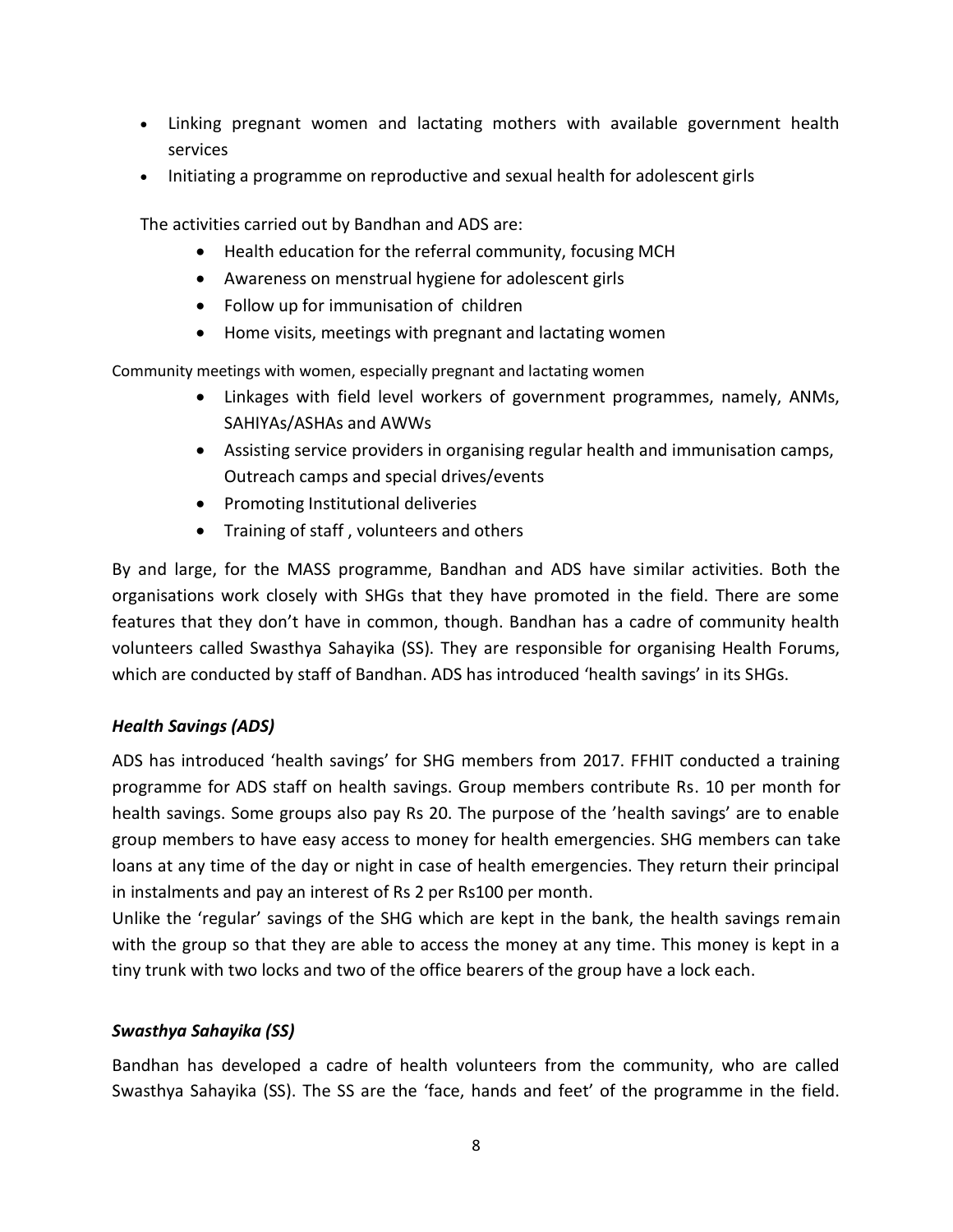- Linking pregnant women and lactating mothers with available government health services
- Initiating a programme on reproductive and sexual health for adolescent girls

The activities carried out by Bandhan and ADS are:

- Health education for the referral community, focusing MCH
- Awareness on menstrual hygiene for adolescent girls
- Follow up for immunisation of children
- Home visits, meetings with pregnant and lactating women

Community meetings with women, especially pregnant and lactating women

- Linkages with field level workers of government programmes, namely, ANMs, SAHIYAs/ASHAs and AWWs
- Assisting service providers in organising regular health and immunisation camps, Outreach camps and special drives/events
- Promoting Institutional deliveries
- Training of staff , volunteers and others

By and large, for the MASS programme, Bandhan and ADS have similar activities. Both the organisations work closely with SHGs that they have promoted in the field. There are some features that they don't have in common, though. Bandhan has a cadre of community health volunteers called Swasthya Sahayika (SS). They are responsible for organising Health Forums, which are conducted by staff of Bandhan. ADS has introduced 'health savings' in its SHGs.

### *Health Savings (ADS)*

ADS has introduced 'health savings' for SHG members from 2017. FFHIT conducted a training programme for ADS staff on health savings. Group members contribute Rs. 10 per month for health savings. Some groups also pay Rs 20. The purpose of the 'health savings' are to enable group members to have easy access to money for health emergencies. SHG members can take loans at any time of the day or night in case of health emergencies. They return their principal in instalments and pay an interest of Rs 2 per Rs100 per month.

Unlike the 'regular' savings of the SHG which are kept in the bank, the health savings remain with the group so that they are able to access the money at any time. This money is kept in a tiny trunk with two locks and two of the office bearers of the group have a lock each.

### *Swasthya Sahayika (SS)*

Bandhan has developed a cadre of health volunteers from the community, who are called Swasthya Sahayika (SS). The SS are the 'face, hands and feet' of the programme in the field.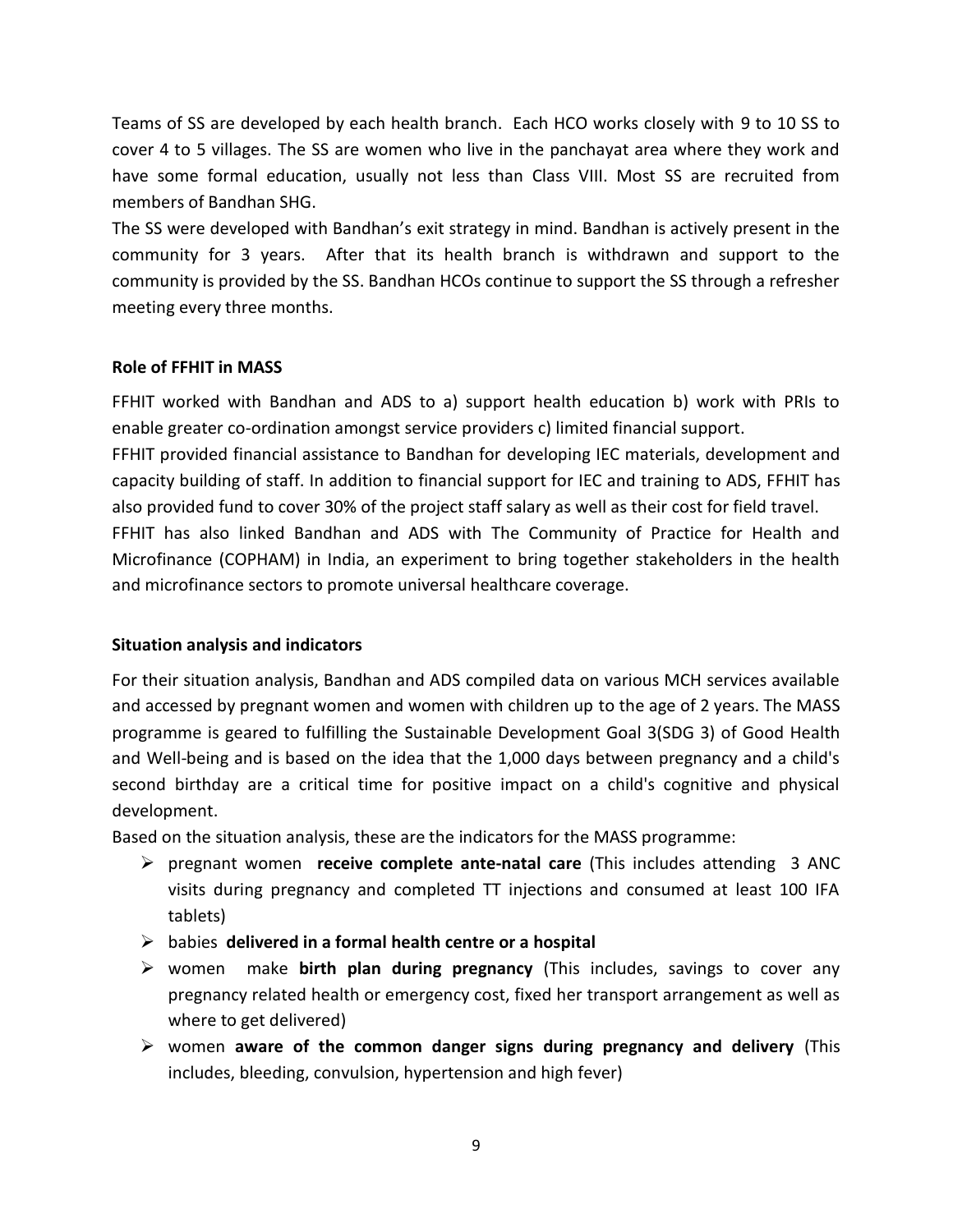Teams of SS are developed by each health branch. Each HCO works closely with 9 to 10 SS to cover 4 to 5 villages. The SS are women who live in the panchayat area where they work and have some formal education, usually not less than Class VIII. Most SS are recruited from members of Bandhan SHG.

The SS were developed with Bandhan's exit strategy in mind. Bandhan is actively present in the community for 3 years. After that its health branch is withdrawn and support to the community is provided by the SS. Bandhan HCOs continue to support the SS through a refresher meeting every three months.

**Role of FFHIT in MASS**

FFHIT worked with Bandhan and ADS to a) support health education b) work with PRIs to enable greater co-ordination amongst service providers c) limited financial support.

FFHIT provided financial assistance to Bandhan for developing IEC materials, development and capacity building of staff. In addition to financial support for IEC and training to ADS, FFHIT has also provided fund to cover 30% of the project staff salary as well as their cost for field travel.

FFHIT has also linked Bandhan and ADS with The Community of Practice for Health and Microfinance (COPHAM) in India, an experiment to bring together stakeholders in the health and microfinance sectors to promote universal healthcare coverage.

**Situation analysis and indicators**

For their situation analysis, Bandhan and ADS compiled data on various MCH services available and accessed by pregnant women and women with children up to the age of 2 years. The MASS programme is geared to fulfilling the Sustainable Development Goal 3(SDG 3) of Good Health and Well-being and is based on the idea that the 1,000 days between pregnancy and a child's second birthday are a critical time for positive impact on a child's cognitive and physical development.

Based on the situation analysis, these are the indicators for the MASS programme:

- pregnant women **receive complete ante-natal care** (This includes attending 3 ANC visits during pregnancy and completed TT injections and consumed at least 100 IFA tablets)
- babies **delivered in a formal health centre or a hospital**
- women make **birth plan during pregnancy** (This includes, savings to cover any pregnancy related health or emergency cost, fixed her transport arrangement as well as where to get delivered)
- women **aware of the common danger signs during pregnancy and delivery** (This includes, bleeding, convulsion, hypertension and high fever)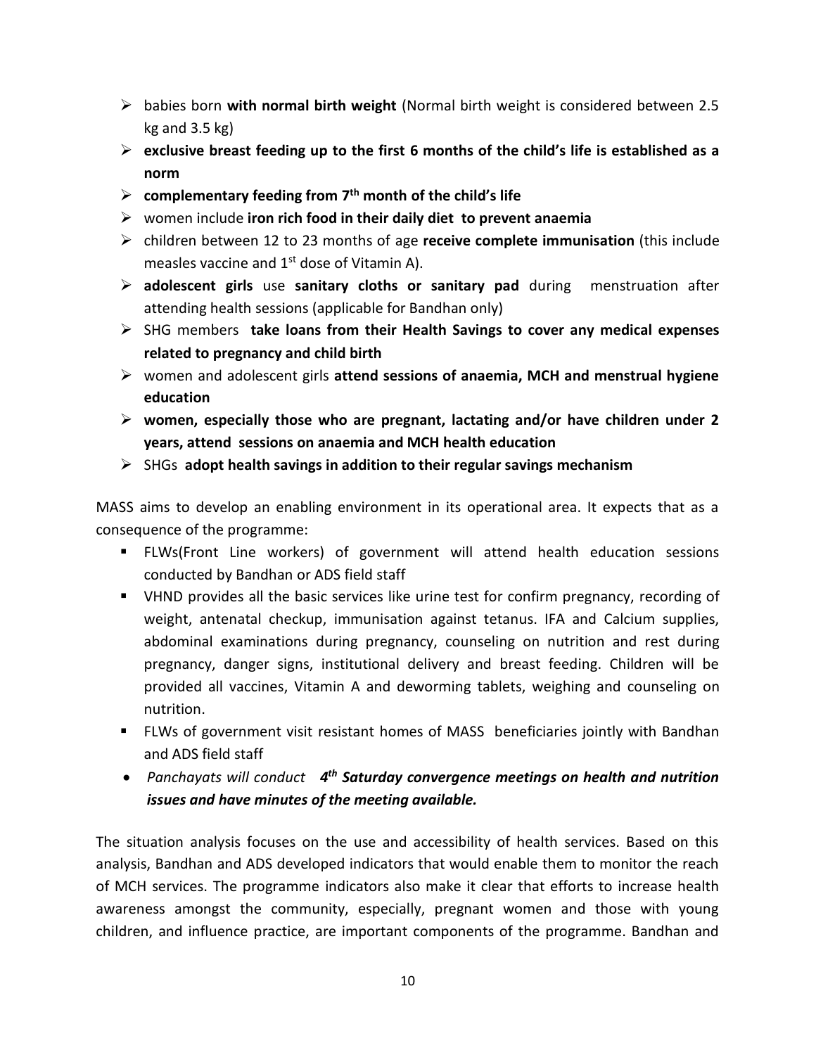- babies born **with normal birth weight** (Normal birth weight is considered between 2.5 kg and 3.5 kg)
- **exclusive breast feeding up to the first 6 months of the child's life is established as a norm**
- **complementary feeding from 7th month of the child's life**
- women include **iron rich food in their daily diet to prevent anaemia**
- children between 12 to 23 months of age **receive complete immunisation** (this include measles vaccine and 1st dose of Vitamin A).
- **adolescent girls** use **sanitary cloths or sanitary pad** during menstruation after attending health sessions (applicable for Bandhan only)
- SHG members **take loans from their Health Savings to cover any medical expenses related to pregnancy and child birth**
- women and adolescent girls **attend sessions of anaemia, MCH and menstrual hygiene education**
- **women, especially those who are pregnant, lactating and/or have children under 2 years, attend sessions on anaemia and MCH health education**
- SHGs **adopt health savings in addition to their regular savings mechanism**

MASS aims to develop an enabling environment in its operational area. It expects that as a consequence of the programme:

- FLWs(Front Line workers) of government will attend health education sessions conducted by Bandhan or ADS field staff
- VHND provides all the basic services like urine test for confirm pregnancy, recording of weight, antenatal checkup, immunisation against tetanus. IFA and Calcium supplies, abdominal examinations during pregnancy, counseling on nutrition and rest during pregnancy, danger signs, institutional delivery and breast feeding. Children will be provided all vaccines, Vitamin A and deworming tablets, weighing and counseling on nutrition.
- FLWs of government visit resistant homes of MASS beneficiaries jointly with Bandhan and ADS field staff
- *Panchayats will conduct* ***4th Saturday convergence meetings on health and nutrition issues and have minutes of the meeting available.***

The situation analysis focuses on the use and accessibility of health services. Based on this analysis, Bandhan and ADS developed indicators that would enable them to monitor the reach of MCH services. The programme indicators also make it clear that efforts to increase health awareness amongst the community, especially, pregnant women and those with young children, and influence practice, are important components of the programme. Bandhan and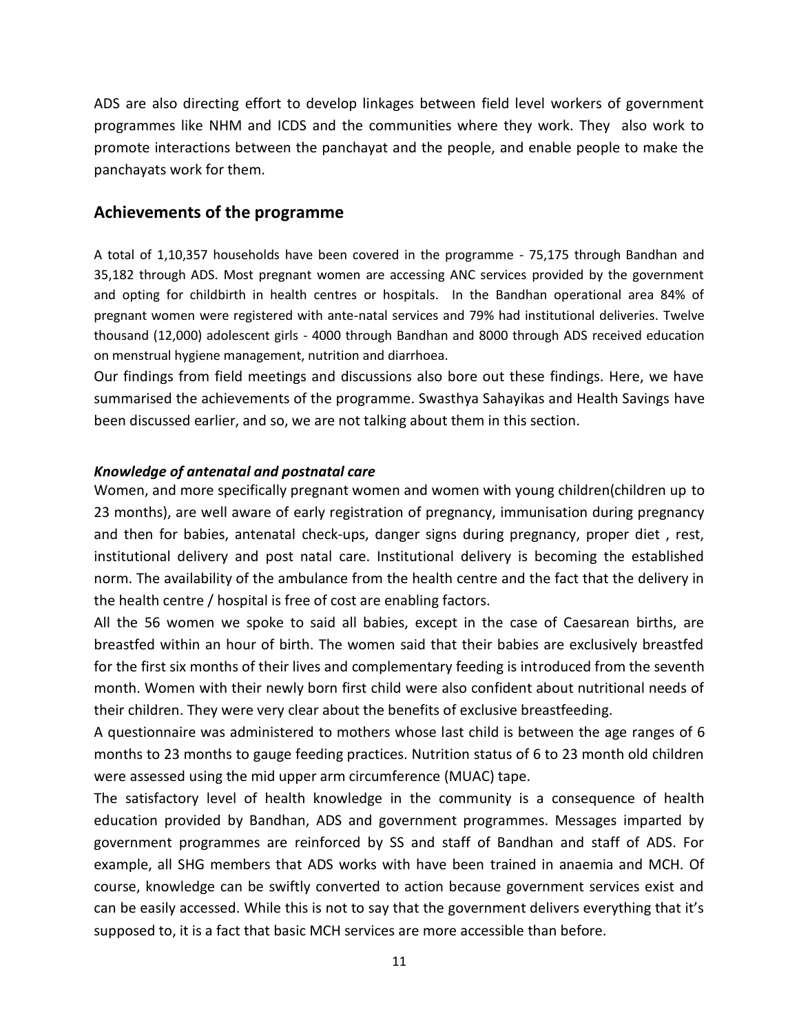ADS are also directing effort to develop linkages between field level workers of government programmes like NHM and ICDS and the communities where they work. They also work to promote interactions between the panchayat and the people, and enable people to make the panchayats work for them.

## Achievements of the programme

A total of 1,10,357 households have been covered in the programme - 75,175 through Bandhan and 35,182 through ADS. Most pregnant women are accessing ANC services provided by the government and opting for childbirth in health centres or hospitals. In the Bandhan operational area 84% of pregnant women were registered with ante-natal services and 79% had institutional deliveries. Twelve thousand (12,000) adolescent girls - 4000 through Bandhan and 8000 through ADS received education on menstrual hygiene management, nutrition and diarrhoea.

Our findings from field meetings and discussions also bore out these findings. Here, we have summarised the achievements of the programme. Swasthya Sahayikas and Health Savings have been discussed earlier, and so, we are not talking about them in this section.

### *Knowledge of antenatal and postnatal care*

Women, and more specifically pregnant women and women with young children(children up to 23 months), are well aware of early registration of pregnancy, immunisation during pregnancy and then for babies, antenatal check-ups, danger signs during pregnancy, proper diet , rest, institutional delivery and post natal care. Institutional delivery is becoming the established norm. The availability of the ambulance from the health centre and the fact that the delivery in the health centre / hospital is free of cost are enabling factors.

All the 56 women we spoke to said all babies, except in the case of Caesarean births, are breastfed within an hour of birth. The women said that their babies are exclusively breastfed for the first six months of their lives and complementary feeding is introduced from the seventh month. Women with their newly born first child were also confident about nutritional needs of their children. They were very clear about the benefits of exclusive breastfeeding.

A questionnaire was administered to mothers whose last child is between the age ranges of 6 months to 23 months to gauge feeding practices. Nutrition status of 6 to 23 month old children were assessed using the mid upper arm circumference (MUAC) tape.

The satisfactory level of health knowledge in the community is a consequence of health education provided by Bandhan, ADS and government programmes. Messages imparted by government programmes are reinforced by SS and staff of Bandhan and staff of ADS. For example, all SHG members that ADS works with have been trained in anaemia and MCH. Of course, knowledge can be swiftly converted to action because government services exist and can be easily accessed. While this is not to say that the government delivers everything that it's supposed to, it is a fact that basic MCH services are more accessible than before.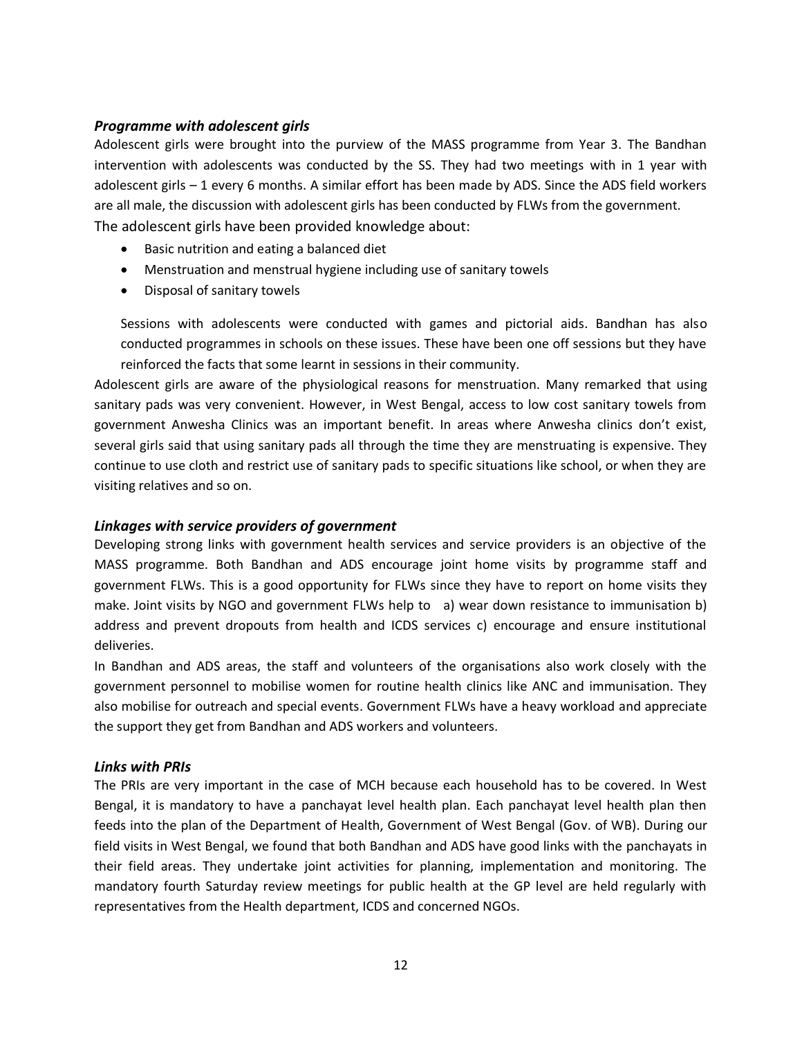### *Programme with adolescent girls*

Adolescent girls were brought into the purview of the MASS programme from Year 3. The Bandhan intervention with adolescents was conducted by the SS. They had two meetings with in 1 year with adolescent girls – 1 every 6 months. A similar effort has been made by ADS. Since the ADS field workers are all male, the discussion with adolescent girls has been conducted by FLWs from the government.

The adolescent girls have been provided knowledge about:

- Basic nutrition and eating a balanced diet
- Menstruation and menstrual hygiene including use of sanitary towels
- Disposal of sanitary towels

Sessions with adolescents were conducted with games and pictorial aids. Bandhan has also conducted programmes in schools on these issues. These have been one off sessions but they have reinforced the facts that some learnt in sessions in their community.

Adolescent girls are aware of the physiological reasons for menstruation. Many remarked that using sanitary pads was very convenient. However, in West Bengal, access to low cost sanitary towels from government Anwesha Clinics was an important benefit. In areas where Anwesha clinics don't exist, several girls said that using sanitary pads all through the time they are menstruating is expensive. They continue to use cloth and restrict use of sanitary pads to specific situations like school, or when they are visiting relatives and so on.

### *Linkages with service providers of government*

Developing strong links with government health services and service providers is an objective of the MASS programme. Both Bandhan and ADS encourage joint home visits by programme staff and government FLWs. This is a good opportunity for FLWs since they have to report on home visits they make. Joint visits by NGO and government FLWs help to a) wear down resistance to immunisation b) address and prevent dropouts from health and ICDS services c) encourage and ensure institutional deliveries.

In Bandhan and ADS areas, the staff and volunteers of the organisations also work closely with the government personnel to mobilise women for routine health clinics like ANC and immunisation. They also mobilise for outreach and special events. Government FLWs have a heavy workload and appreciate the support they get from Bandhan and ADS workers and volunteers.

### *Links with PRIs*

The PRIs are very important in the case of MCH because each household has to be covered. In West Bengal, it is mandatory to have a panchayat level health plan. Each panchayat level health plan then feeds into the plan of the Department of Health, Government of West Bengal (Gov. of WB). During our field visits in West Bengal, we found that both Bandhan and ADS have good links with the panchayats in their field areas. They undertake joint activities for planning, implementation and monitoring. The mandatory fourth Saturday review meetings for public health at the GP level are held regularly with representatives from the Health department, ICDS and concerned NGOs.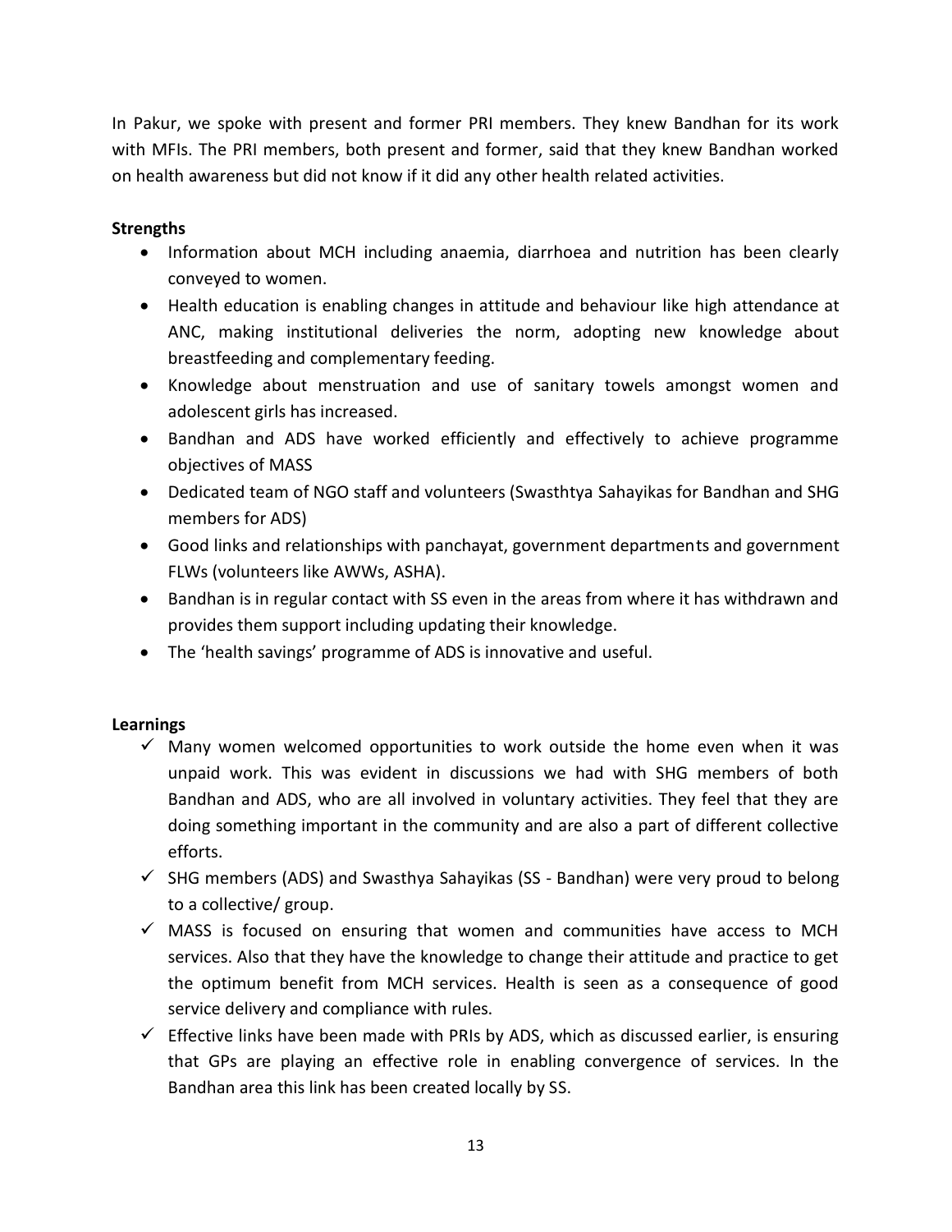In Pakur, we spoke with present and former PRI members. They knew Bandhan for its work with MFIs. The PRI members, both present and former, said that they knew Bandhan worked on health awareness but did not know if it did any other health related activities.

**Strengths**

- Information about MCH including anaemia, diarrhoea and nutrition has been clearly conveyed to women.
- Health education is enabling changes in attitude and behaviour like high attendance at ANC, making institutional deliveries the norm, adopting new knowledge about breastfeeding and complementary feeding.
- Knowledge about menstruation and use of sanitary towels amongst women and adolescent girls has increased.
- Bandhan and ADS have worked efficiently and effectively to achieve programme objectives of MASS
- Dedicated team of NGO staff and volunteers (Swasthtya Sahayikas for Bandhan and SHG members for ADS)
- Good links and relationships with panchayat, government departments and government FLWs (volunteers like AWWs, ASHA).
- Bandhan is in regular contact with SS even in the areas from where it has withdrawn and provides them support including updating their knowledge.
- The 'health savings' programme of ADS is innovative and useful.

**Learnings**

- ✓ Many women welcomed opportunities to work outside the home even when it was unpaid work. This was evident in discussions we had with SHG members of both Bandhan and ADS, who are all involved in voluntary activities. They feel that they are doing something important in the community and are also a part of different collective efforts.
- ✓ SHG members (ADS) and Swasthya Sahayikas (SS - Bandhan) were very proud to belong to a collective/ group.
- ✓ MASS is focused on ensuring that women and communities have access to MCH services. Also that they have the knowledge to change their attitude and practice to get the optimum benefit from MCH services. Health is seen as a consequence of good service delivery and compliance with rules.
- ✓ Effective links have been made with PRIs by ADS, which as discussed earlier, is ensuring that GPs are playing an effective role in enabling convergence of services. In the Bandhan area this link has been created locally by SS.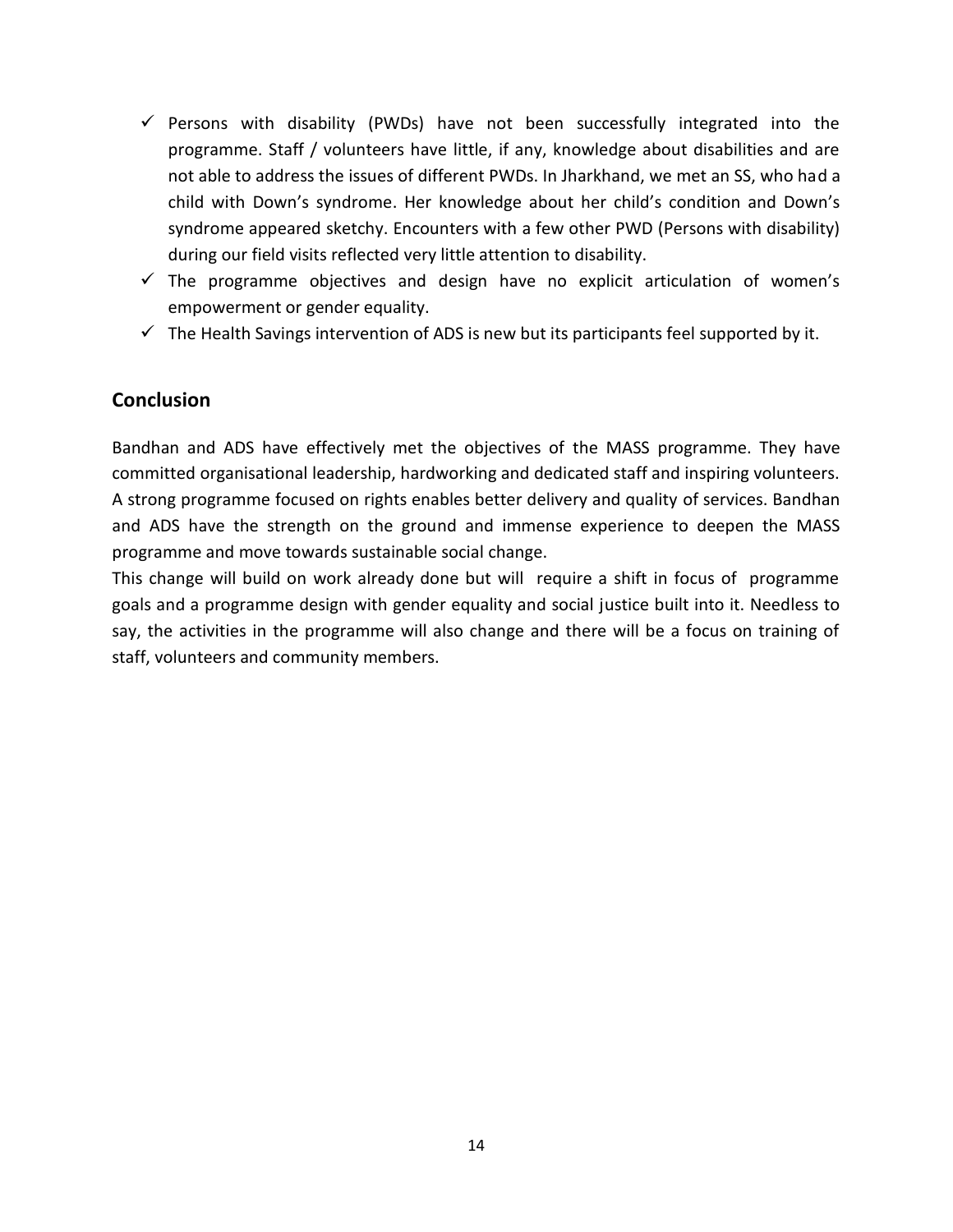- ✓ Persons with disability (PWDs) have not been successfully integrated into the programme. Staff / volunteers have little, if any, knowledge about disabilities and are not able to address the issues of different PWDs. In Jharkhand, we met an SS, who had a child with Down's syndrome. Her knowledge about her child's condition and Down's syndrome appeared sketchy. Encounters with a few other PWD (Persons with disability) during our field visits reflected very little attention to disability.
- ✓ The programme objectives and design have no explicit articulation of women's empowerment or gender equality.
- ✓ The Health Savings intervention of ADS is new but its participants feel supported by it.

## Conclusion

Bandhan and ADS have effectively met the objectives of the MASS programme. They have committed organisational leadership, hardworking and dedicated staff and inspiring volunteers. A strong programme focused on rights enables better delivery and quality of services. Bandhan and ADS have the strength on the ground and immense experience to deepen the MASS programme and move towards sustainable social change.

This change will build on work already done but will require a shift in focus of programme goals and a programme design with gender equality and social justice built into it. Needless to say, the activities in the programme will also change and there will be a focus on training of staff, volunteers and community members.